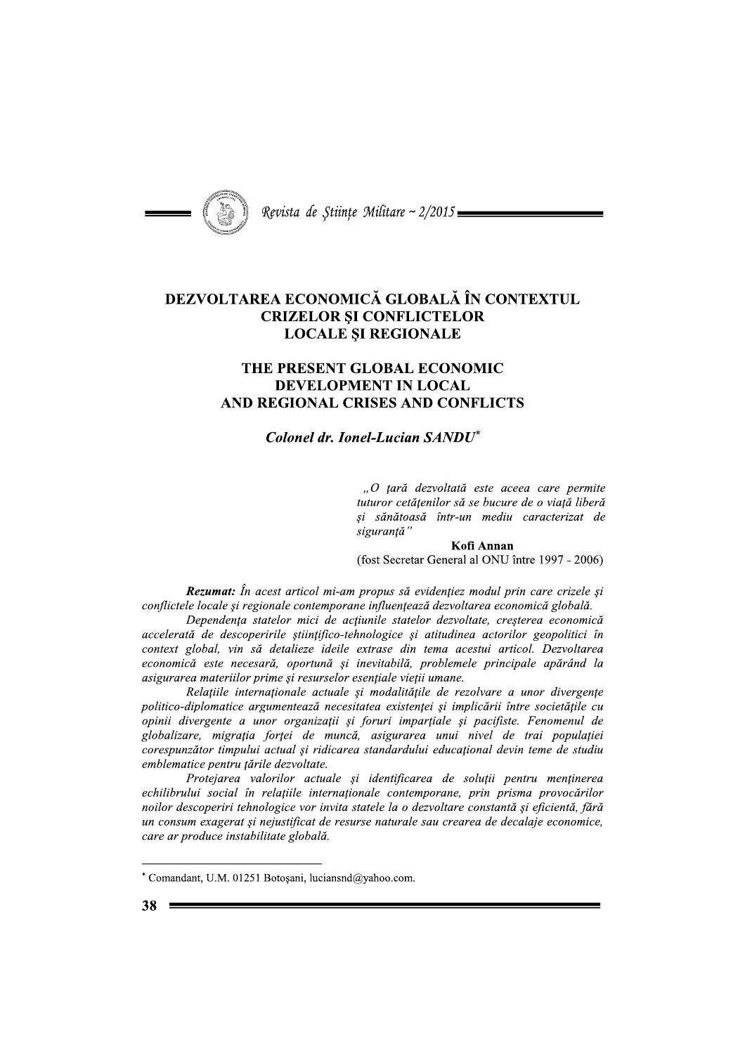# DEZVOLTAREA ECONOMICĂ GLOBALĂ ÎN CONTEXTUL CRIZELOR ŞI CONFLICTELOR LOCALE ŞI REGIONALE

# THE PRESENT GLOBAL ECONOMIC DEVELOPMENT IN LOCAL AND REGIONAL CRISES AND CONFLICTS

***Colonel dr. Ionel-Lucian SANDU****

> *„O ţară dezvoltată este aceea care permite tuturor cetăţenilor să se bucure de o viaţă liberă şi sănătoasă într-un mediu caracterizat de siguranţă"*
>
> **Kofi Annan**
>
> (fost Secretar General al ONU între 1997 - 2006)

***Rezumat:*** *În acest articol mi-am propus să evidenţiez modul prin care crizele şi conflictele locale şi regionale contemporane influenţează dezvoltarea economică globală.*

*Dependenţa statelor mici de acţiunile statelor dezvoltate, creşterea economică accelerată de descoperirile ştiinţifico-tehnologice şi atitudinea actorilor geopolitici în context global, vin să detalieze ideile extrase din tema acestui articol. Dezvoltarea economică este necesară, oportună şi inevitabilă, problemele principale apărând la asigurarea materiilor prime şi resurselor esenţiale vieţii umane.*

*Relaţiile internaţionale actuale şi modalităţile de rezolvare a unor divergenţe politico-diplomatice argumentează necesitatea existenţei şi implicării între societăţile cu opinii divergente a unor organizaţii şi foruri imparţiale şi pacifiste. Fenomenul de globalizare, migraţia forţei de muncă, asigurarea unui nivel de trai populaţiei corespunzător timpului actual şi ridicarea standardului educaţional devin teme de studiu emblematice pentru ţările dezvoltate.*

*Protejarea valorilor actuale şi identificarea de soluţii pentru menţinerea echilibrului social în relaţiile internaţionale contemporane, prin prisma provocărilor noilor descoperiri tehnologice vor invita statele la o dezvoltare constantă şi eficientă, fără un consum exagerat şi nejustificat de resurse naturale sau crearea de decalaje economice, care ar produce instabilitate globală.*

---

\* Comandant, U.M. 01251 Botoşani, luciansnd@yahoo.com.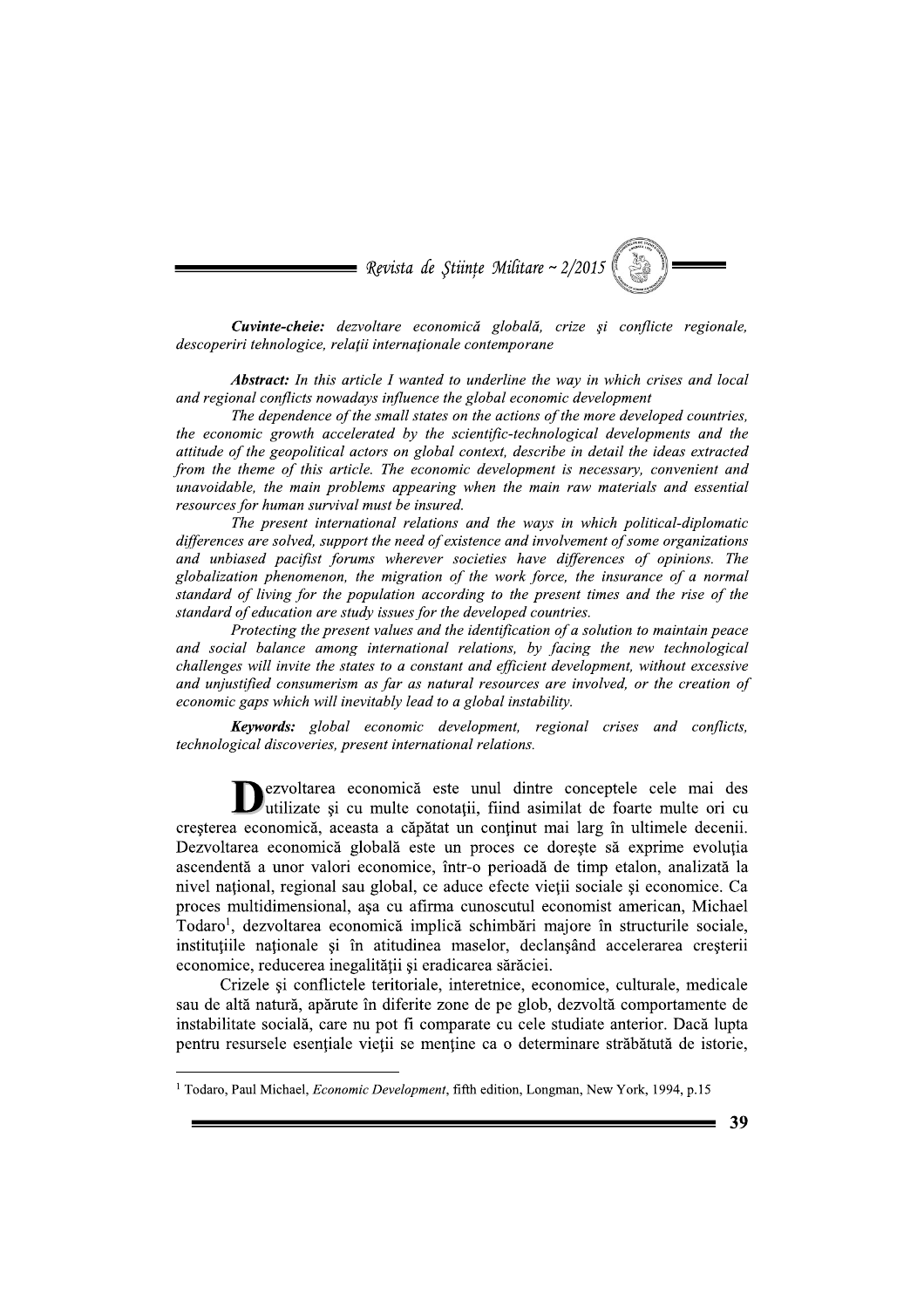***Cuvinte-cheie:*** *dezvoltare economică globală, crize şi conflicte regionale, descoperiri tehnologice, relaţii internaţionale contemporane*

***Abstract:*** *In this article I wanted to underline the way in which crises and local and regional conflicts nowadays influence the global economic development*

*The dependence of the small states on the actions of the more developed countries, the economic growth accelerated by the scientific-technological developments and the attitude of the geopolitical actors on global context, describe in detail the ideas extracted from the theme of this article. The economic development is necessary, convenient and unavoidable, the main problems appearing when the main raw materials and essential resources for human survival must be insured.*

*The present international relations and the ways in which political-diplomatic differences are solved, support the need of existence and involvement of some organizations and unbiased pacifist forums wherever societies have differences of opinions. The globalization phenomenon, the migration of the work force, the insurance of a normal standard of living for the population according to the present times and the rise of the standard of education are study issues for the developed countries.*

*Protecting the present values and the identification of a solution to maintain peace and social balance among international relations, by facing the new technological challenges will invite the states to a constant and efficient development, without excessive and unjustified consumerism as far as natural resources are involved, or the creation of economic gaps which will inevitably lead to a global instability.*

***Keywords:*** *global economic development, regional crises and conflicts, technological discoveries, present international relations.*

Dezvoltarea economică este unul dintre conceptele cele mai des utilizate şi cu multe conotaţii, fiind asimilat de foarte multe ori cu creşterea economică, aceasta a căpătat un conţinut mai larg în ultimele decenii. Dezvoltarea economică globală este un proces ce doreşte să exprime evoluţia ascendentă a unor valori economice, într-o perioadă de timp etalon, analizată la nivel naţional, regional sau global, ce aduce efecte vieţii sociale şi economice. Ca proces multidimensional, aşa cu afirma cunoscutul economist american, Michael Todaro[1], dezvoltarea economică implică schimbări majore în structurile sociale, instituţiile naţionale şi în atitudinea maselor, declanşând accelerarea creşterii economice, reducerea inegalităţii şi eradicarea sărăciei.

Crizele şi conflictele teritoriale, interetnice, economice, culturale, medicale sau de altă natură, apărute în diferite zone de pe glob, dezvoltă comportamente de instabilitate socială, care nu pot fi comparate cu cele studiate anterior. Dacă lupta pentru resursele esenţiale vieţii se menţine ca o determinare străbătută de istorie,

---

[1] Todaro, Paul Michael, *Economic Development*, fifth edition, Longman, New York, 1994, p.15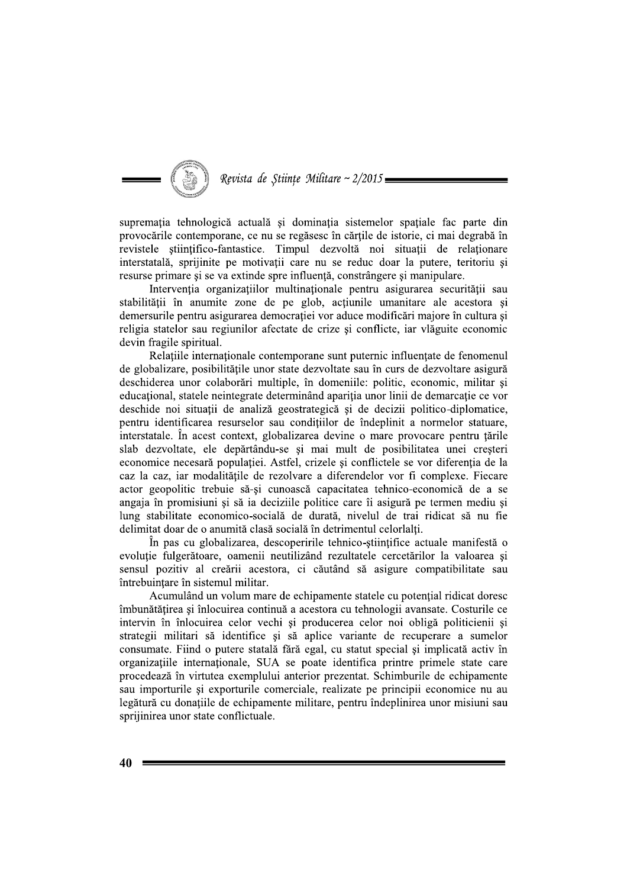supremaţia tehnologică actuală şi dominaţia sistemelor spaţiale fac parte din provocările contemporane, ce nu se regăsesc în cărţile de istorie, ci mai degrabă în revistele ştiinţifico-fantastice. Timpul dezvoltă noi situaţii de relaţionare interstatală, sprijinite pe motivaţii care nu se reduc doar la putere, teritoriu şi resurse primare şi se va extinde spre influenţă, constrângere şi manipulare.

Intervenţia organizaţiilor multinaţionale pentru asigurarea securităţii sau stabilităţii în anumite zone de pe glob, acţiunile umanitare ale acestora şi demersurile pentru asigurarea democraţiei vor aduce modificări majore în cultura şi religia statelor sau regiunilor afectate de crize şi conflicte, iar vlăguite economic devin fragile spiritual.

Relaţiile internaţionale contemporane sunt puternic influenţate de fenomenul de globalizare, posibilităţile unor state dezvoltate sau în curs de dezvoltare asigură deschiderea unor colaborări multiple, în domeniile: politic, economic, militar şi educaţional, statele neintegrate determinând apariţia unor linii de demarcaţie ce vor deschide noi situaţii de analiză geostrategică şi de decizii politico-diplomatice, pentru identificarea resurselor sau condiţiilor de îndeplinit a normelor statuare, interstatale. În acest context, globalizarea devine o mare provocare pentru ţările slab dezvoltate, ele depărtându-se şi mai mult de posibilitatea unei creşteri economice necesară populaţiei. Astfel, crizele şi conflictele se vor diferenţia de la caz la caz, iar modalităţile de rezolvare a diferendelor vor fi complexe. Fiecare actor geopolitic trebuie să-şi cunoască capacitatea tehnico-economică de a se angaja în promisiuni şi să ia deciziile politice care îi asigură pe termen mediu şi lung stabilitate economico-socială de durată, nivelul de trai ridicat să nu fie delimitat doar de o anumită clasă socială în detrimentul celorlalţi.

În pas cu globalizarea, descoperirile tehnico-ştiinţifice actuale manifestă o evoluţie fulgerătoare, oamenii neutilizând rezultatele cercetărilor la valoarea şi sensul pozitiv al creării acestora, ci căutând să asigure compatibilitate sau întrebuinţare în sistemul militar.

Acumulând un volum mare de echipamente statele cu potenţial ridicat doresc îmbunătăţirea şi înlocuirea continuă a acestora cu tehnologii avansate. Costurile ce intervin în înlocuirea celor vechi şi producerea celor noi obligă politicienii şi strategii militari să identifice şi să aplice variante de recuperare a sumelor consumate. Fiind o putere statală fără egal, cu statut special şi implicată activ în organizaţiile internaţionale, SUA se poate identifica printre primele state care procedează în virtutea exemplului anterior prezentat. Schimburile de echipamente sau importurile şi exporturile comerciale, realizate pe principii economice nu au legătură cu donaţiile de echipamente militare, pentru îndeplinirea unor misiuni sau sprijinirea unor state conflictuale.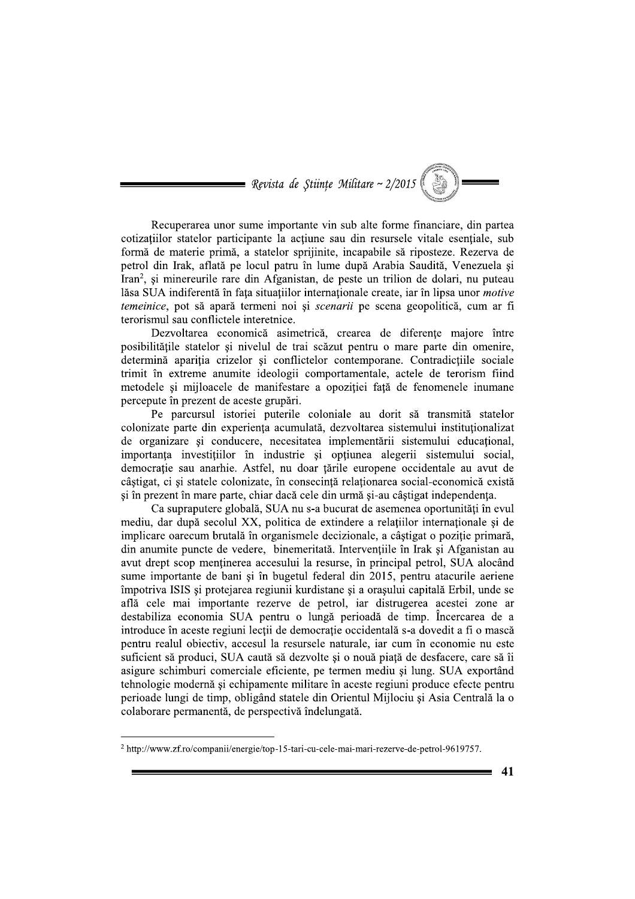Recuperarea unor sume importante vin sub alte forme financiare, din partea cotizaţiilor statelor participante la acţiune sau din resursele vitale esenţiale, sub formă de materie primă, a statelor sprijinite, incapabile să riposteze. Rezerva de petrol din Irak, aflată pe locul patru în lume după Arabia Saudită, Venezuela şi Iran[2], şi minereurile rare din Afganistan, de peste un trilion de dolari, nu puteau lăsa SUA indiferentă în faţa situaţiilor internaţionale create, iar în lipsa unor *motive temeinice*, pot să apară termeni noi şi *scenarii* pe scena geopolitică, cum ar fi terorismul sau conflictele interetnice.

Dezvoltarea economică asimetrică, crearea de diferenţe majore între posibilităţile statelor şi nivelul de trai scăzut pentru o mare parte din omenire, determină apariţia crizelor şi conflictelor contemporane. Contradicţiile sociale trimit în extreme anumite ideologii comportamentale, actele de terorism fiind metodele şi mijloacele de manifestare a opoziţiei faţă de fenomenele inumane percepute în prezent de aceste grupări.

Pe parcursul istoriei puterile coloniale au dorit să transmită statelor colonizate parte din experienţa acumulată, dezvoltarea sistemului instituţionalizat de organizare şi conducere, necesitatea implementării sistemului educaţional, importanţa investiţiilor în industrie şi opţiunea alegerii sistemului social, democraţie sau anarhie. Astfel, nu doar ţările europene occidentale au avut de câştigat, ci şi statele colonizate, în consecinţă relaţionarea social-economică există şi în prezent în mare parte, chiar dacă cele din urmă şi-au câştigat independenţa.

Ca superputere globală, SUA nu s-a bucurat de asemenea oportunităţi în evul mediu, dar după secolul XX, politica de extindere a relaţiilor internaţionale şi de implicare oarecum brutală în organismele decizionale, a câştigat o poziţie primară, din anumite puncte de vedere, binemeritată. Intervenţiile în Irak şi Afganistan au avut drept scop menţinerea accesului la resurse, în principal petrol, SUA alocând sume importante de bani şi în bugetul federal din 2015, pentru atacurile aeriene împotriva ISIS şi protejarea regiunii kurdistane şi a oraşului capitală Erbil, unde se află cele mai importante rezerve de petrol, iar distrugerea acestei zone ar destabiliza economia SUA pentru o lungă perioadă de timp. Încercarea de a introduce în aceste regiuni lecţii de democraţie occidentală s-a dovedit a fi o mască pentru realul obiectiv, accesul la resursele naturale, iar cum în economie nu este suficient să produci, SUA caută să dezvolte şi o nouă piaţă de desfacere, care să îi asigure schimburi comerciale eficiente, pe termen mediu şi lung. SUA exportând tehnologie modernă şi echipamente militare în aceste regiuni produce efecte pentru perioade lungi de timp, obligând statele din Orientul Mijlociu şi Asia Centrală la o colaborare permanentă, de perspectivă îndelungată.

---

[2] http://www.zf.ro/companii/energie/top-15-tari-cu-cele-mai-mari-rezerve-de-petrol-9619757.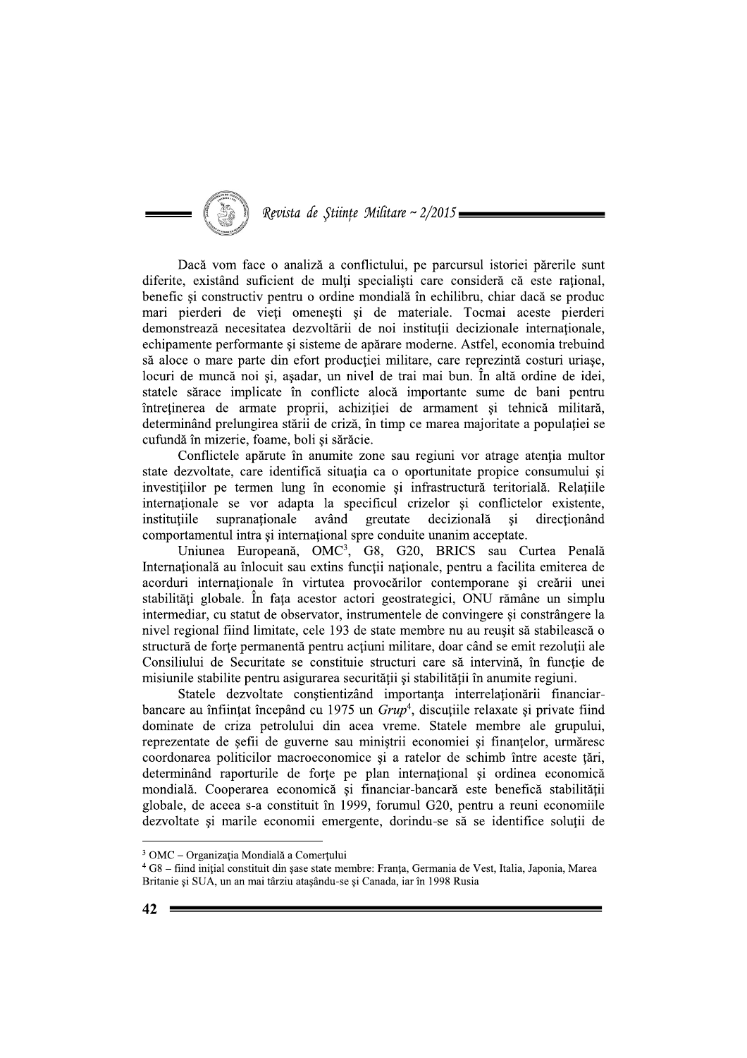Dacă vom face o analiză a conflictului, pe parcursul istoriei părerile sunt diferite, existând suficient de mulți specialiști care consideră că este rațional, benefic și constructiv pentru o ordine mondială în echilibru, chiar dacă se produc mari pierderi de vieți omenești și de materiale. Tocmai aceste pierderi demonstrează necesitatea dezvoltării de noi instituții decizionale internaționale, echipamente performante și sisteme de apărare moderne. Astfel, economia trebuind să aloce o mare parte din efort producției militare, care reprezintă costuri uriașe, locuri de muncă noi și, așadar, un nivel de trai mai bun. În altă ordine de idei, statele sărace implicate în conflicte alocă importante sume de bani pentru întreținerea de armate proprii, achiziției de armament și tehnică militară, determinând prelungirea stării de criză, în timp ce marea majoritate a populației se cufundă în mizerie, foame, boli și sărăcie.

Conflictele apărute în anumite zone sau regiuni vor atrage atenția multor state dezvoltate, care identifică situația ca o oportunitate propice consumului și investițiilor pe termen lung în economie și infrastructură teritorială. Relațiile internaționale se vor adapta la specificul crizelor și conflictelor existente, instituțiile supranaționale având greutate decizională și direcționând comportamentul intra și internațional spre conduite unanim acceptate.

Uniunea Europeană, OMC[3], G8, G20, BRICS sau Curtea Penală Internațională au înlocuit sau extins funcții naționale, pentru a facilita emiterea de acorduri internaționale în virtutea provocărilor contemporane și creării unei stabilități globale. În fața acestor actori geostrategici, ONU rămâne un simplu intermediar, cu statut de observator, instrumentele de convingere și constrângere la nivel regional fiind limitate, cele 193 de state membre nu au reușit să stabilească o structură de forțe permanentă pentru acțiuni militare, doar când se emit rezoluții ale Consiliului de Securitate se constituie structuri care să intervină, în funcție de misiunile stabilite pentru asigurarea securității și stabilității în anumite regiuni.

Statele dezvoltate conștientizând importanța interrelaționării financiar-bancare au înființat începând cu 1975 un *Grup*[4], discuțiile relaxate și private fiind dominate de criza petrolului din acea vreme. Statele membre ale grupului, reprezentate de șefii de guverne sau miniștrii economiei și finanțelor, urmăresc coordonarea politicilor macroeconomice și a ratelor de schimb între aceste țări, determinând raporturile de forțe pe plan internațional și ordinea economică mondială. Cooperarea economică și financiar-bancară este benefică stabilității globale, de aceea s-a constituit în 1999, forumul G20, pentru a reuni economiile dezvoltate și marile economii emergente, dorindu-se să se identifice soluții de

---

[3] OMC – Organizația Mondială a Comerțului

[4] G8 – fiind inițial constituit din șase state membre: Franța, Germania de Vest, Italia, Japonia, Marea Britanie și SUA, un an mai târziu atașându-se și Canada, iar în 1998 Rusia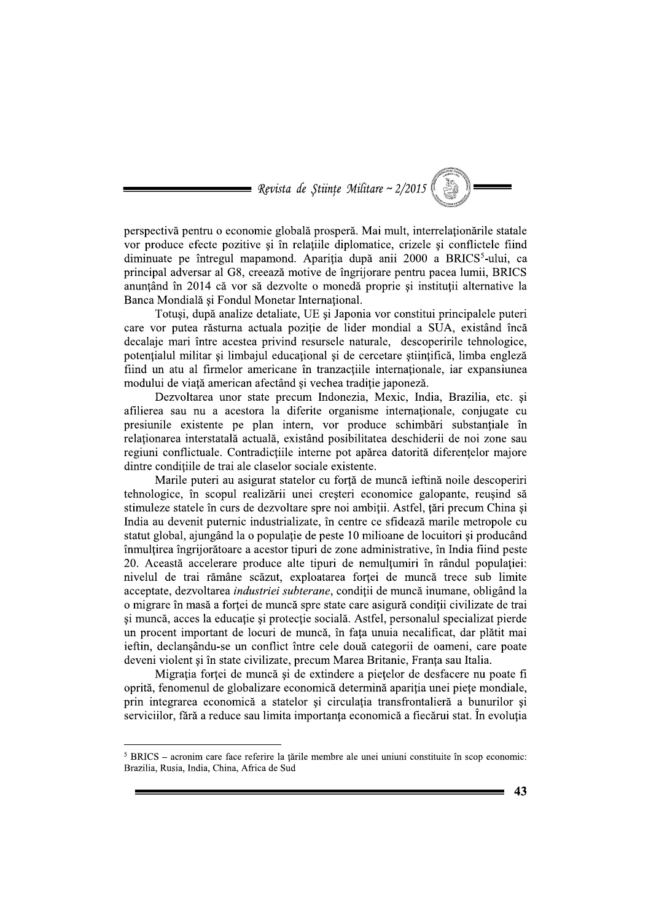perspectivă pentru o economie globală prosperă. Mai mult, interrelaționările statale vor produce efecte pozitive și în relațiile diplomatice, crizele și conflictele fiind diminuate pe întregul mapamond. Apariția după anii 2000 a BRICS[5]-ului, ca principal adversar al G8, creează motive de îngrijorare pentru pacea lumii, BRICS anunțând în 2014 că vor să dezvolte o monedă proprie și instituții alternative la Banca Mondială și Fondul Monetar Internațional.

Totuși, după analize detaliate, UE și Japonia vor constitui principalele puteri care vor putea răsturna actuala poziție de lider mondial a SUA, existând încă decalaje mari între acestea privind resursele naturale, descoperirile tehnologice, potențialul militar și limbajul educațional și de cercetare științifică, limba engleză fiind un atu al firmelor americane în tranzacțiile internaționale, iar expansiunea modului de viață american afectând și vechea tradiție japoneză.

Dezvoltarea unor state precum Indonezia, Mexic, India, Brazilia, etc. și afilierea sau nu a acestora la diferite organisme internaționale, conjugate cu presiunile existente pe plan intern, vor produce schimbări substanțiale în relaționarea interstatală actuală, existând posibilitatea deschiderii de noi zone sau regiuni conflictuale. Contradicțiile interne pot apărea datorită diferențelor majore dintre condițiile de trai ale claselor sociale existente.

Marile puteri au asigurat statelor cu forță de muncă ieftină noile descoperiri tehnologice, în scopul realizării unei creșteri economice galopante, reușind să stimuleze statele în curs de dezvoltare spre noi ambiții. Astfel, țări precum China și India au devenit puternic industrializate, în centre ce sfidează marile metropole cu statut global, ajungând la o populație de peste 10 milioane de locuitori și producând înmulțirea îngrijorătoare a acestor tipuri de zone administrative, în India fiind peste 20. Această accelerare produce alte tipuri de nemulțumiri în rândul populației: nivelul de trai rămâne scăzut, exploatarea forței de muncă trece sub limite acceptate, dezvoltarea *industriei subterane*, condiții de muncă inumane, obligând la o migrare în masă a forței de muncă spre state care asigură condiții civilizate de trai și muncă, acces la educație și protecție socială. Astfel, personalul specializat pierde un procent important de locuri de muncă, în fața unuia necalificat, dar plătit mai ieftin, declanșându-se un conflict între cele două categorii de oameni, care poate deveni violent și în state civilizate, precum Marea Britanie, Franța sau Italia.

Migrația forței de muncă și de extindere a piețelor de desfacere nu poate fi oprită, fenomenul de globalizare economică determină apariția unei piețe mondiale, prin integrarea economică a statelor și circulația transfrontalieră a bunurilor și serviciilor, fără a reduce sau limita importanța economică a fiecărui stat. În evoluția

---

[5] BRICS – acronim care face referire la țările membre ale unei uniuni constituite în scop economic: Brazilia, Rusia, India, China, Africa de Sud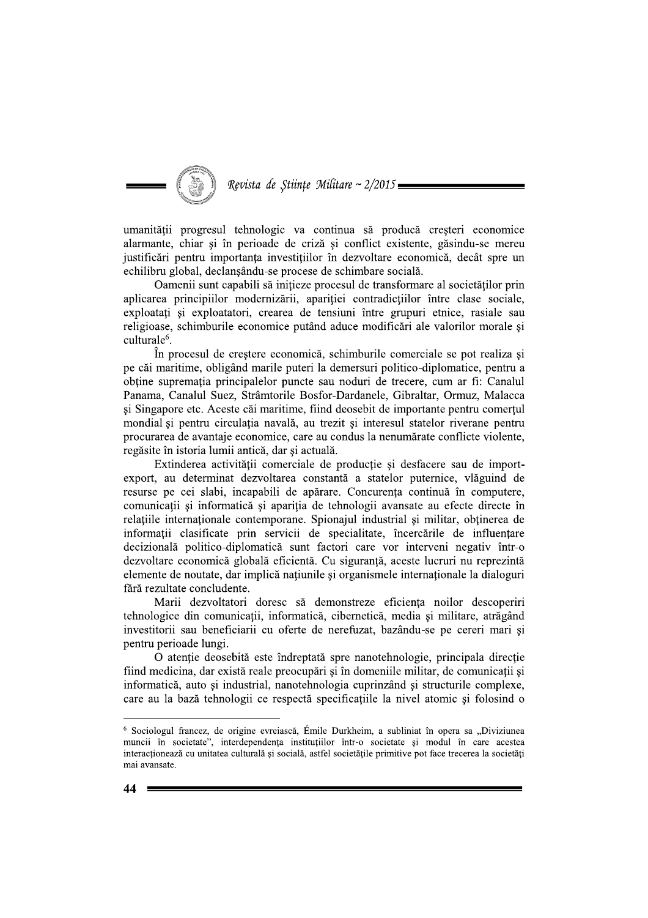umanității progresul tehnologic va continua să producă creșteri economice alarmante, chiar și în perioade de criză și conflict existente, găsindu-se mereu justificări pentru importanța investițiilor în dezvoltare economică, decât spre un echilibru global, declanșându-se procese de schimbare socială.

Oamenii sunt capabili să inițieze procesul de transformare al societăților prin aplicarea principiilor modernizării, apariției contradicțiilor între clase sociale, exploatați și exploatatori, crearea de tensiuni între grupuri etnice, rasiale sau religioase, schimburile economice putând aduce modificări ale valorilor morale și culturale[6].

În procesul de creștere economică, schimburile comerciale se pot realiza și pe căi maritime, obligând marile puteri la demersuri politico-diplomatice, pentru a obține supremația principalelor puncte sau noduri de trecere, cum ar fi: Canalul Panama, Canalul Suez, Strâmtorile Bosfor-Dardanele, Gibraltar, Ormuz, Malacca și Singapore etc. Aceste căi maritime, fiind deosebit de importante pentru comerțul mondial și pentru circulația navală, au trezit și interesul statelor riverane pentru procurarea de avantaje economice, care au condus la nenumărate conflicte violente, regăsite în istoria lumii antică, dar și actuală.

Extinderea activității comerciale de producție și desfacere sau de import-export, au determinat dezvoltarea constantă a statelor puternice, vlăguind de resurse pe cei slabi, incapabili de apărare. Concurența continuă în computere, comunicații și informatică și apariția de tehnologii avansate au efecte directe în relațiile internaționale contemporane. Spionajul industrial și militar, obținerea de informații clasificate prin servicii de specialitate, încercările de influențare decizională politico-diplomatică sunt factori care vor interveni negativ într-o dezvoltare economică globală eficientă. Cu siguranță, aceste lucruri nu reprezintă elemente de noutate, dar implică națiunile și organismele internaționale la dialoguri fără rezultate concludente.

Marii dezvoltatori doresc să demonstreze eficiența noilor descoperiri tehnologice din comunicații, informatică, cibernetică, media și militare, atrăgând investitorii sau beneficiarii cu oferte de nerefuzat, bazându-se pe cereri mari și pentru perioade lungi.

O atenție deosebită este îndreptată spre nanotehnologie, principala direcție fiind medicina, dar există reale preocupări și în domeniile militar, de comunicații și informatică, auto și industrial, nanotehnologia cuprinzând și structurile complexe, care au la bază tehnologii ce respectă specificațiile la nivel atomic și folosind o

---

[6] Sociologul francez, de origine evreiască, Émile Durkheim, a subliniat în opera sa „Diviziunea muncii în societate", interdependența instituțiilor într-o societate și modul în care acestea interacționează cu unitatea culturală și socială, astfel societățile primitive pot face trecerea la societăți mai avansate.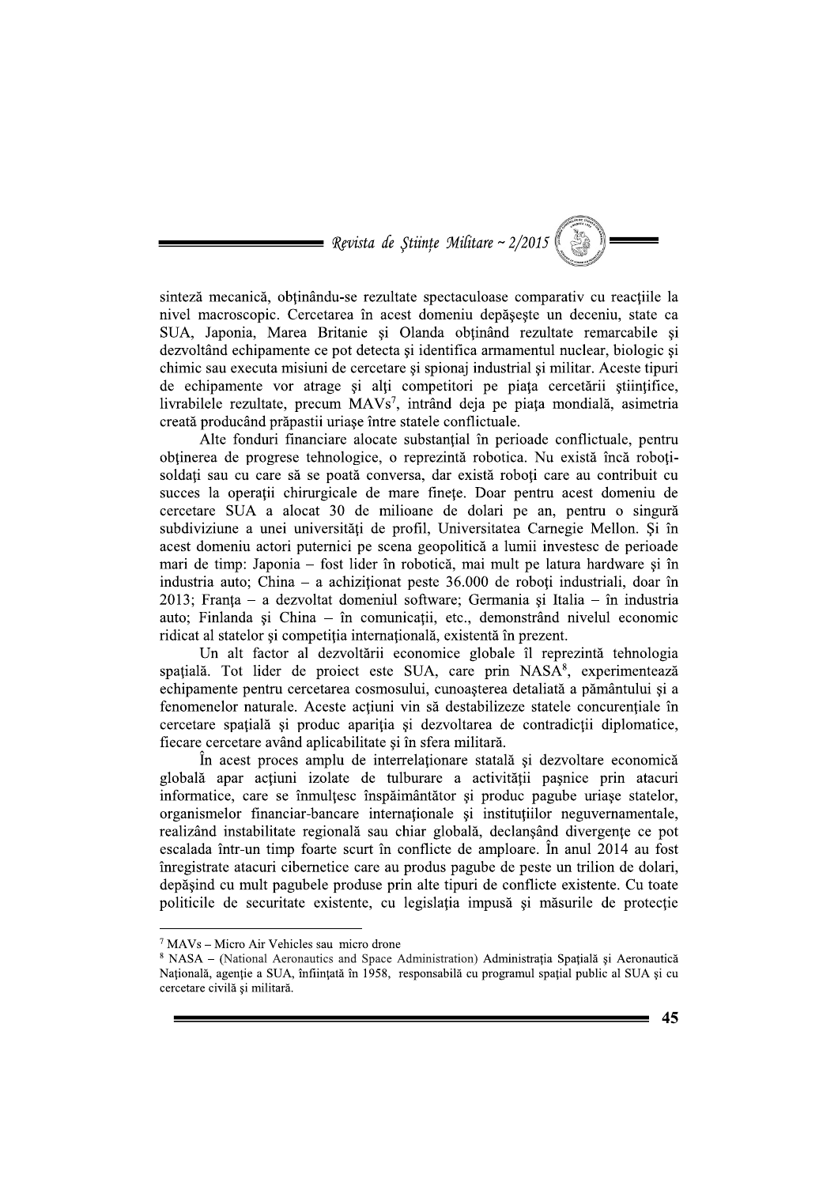sinteză mecanică, obținându-se rezultate spectaculoase comparativ cu reacțiile la nivel macroscopic. Cercetarea în acest domeniu depășește un deceniu, state ca SUA, Japonia, Marea Britanie și Olanda obținând rezultate remarcabile și dezvoltând echipamente ce pot detecta și identifica armamentul nuclear, biologic și chimic sau executa misiuni de cercetare și spionaj industrial și militar. Aceste tipuri de echipamente vor atrage și alți competitori pe piața cercetării științifice, livrabilele rezultate, precum MAVs[7], intrând deja pe piața mondială, asimetria creată producând prăpastii uriașe între statele conflictuale.

Alte fonduri financiare alocate substanțial în perioade conflictuale, pentru obținerea de progrese tehnologice, o reprezintă robotica. Nu există încă roboți-soldați sau cu care să se poată conversa, dar există roboți care au contribuit cu succes la operații chirurgicale de mare finețe. Doar pentru acest domeniu de cercetare SUA a alocat 30 de milioane de dolari pe an, pentru o singură subdiviziune a unei universități de profil, Universitatea Carnegie Mellon. Și în acest domeniu actori puternici pe scena geopolitică a lumii investesc de perioade mari de timp: Japonia – fost lider în robotică, mai mult pe latura hardware și în industria auto; China – a achiziționat peste 36.000 de roboți industriali, doar în 2013; Franța – a dezvoltat domeniul software; Germania și Italia – în industria auto; Finlanda și China – în comunicații, etc., demonstrând nivelul economic ridicat al statelor și competiția internațională, existentă în prezent.

Un alt factor al dezvoltării economice globale îl reprezintă tehnologia spațială. Tot lider de proiect este SUA, care prin NASA[8], experimentează echipamente pentru cercetarea cosmosului, cunoașterea detaliată a pământului și a fenomenelor naturale. Aceste acțiuni vin să destabilizeze statele concurențiale în cercetare spațială și produc apariția și dezvoltarea de contradicții diplomatice, fiecare cercetare având aplicabilitate și în sfera militară.

În acest proces amplu de interrelaționare statală și dezvoltare economică globală apar acțiuni izolate de tulburare a activității pașnice prin atacuri informatice, care se înmulțesc înspăimântător și produc pagube uriașe statelor, organismelor financiar-bancare internaționale și instituțiilor neguvernamentale, realizând instabilitate regională sau chiar globală, declanșând divergențe ce pot escalada într-un timp foarte scurt în conflicte de amploare. În anul 2014 au fost înregistrate atacuri cibernetice care au produs pagube de peste un trilion de dolari, depășind cu mult pagubele produse prin alte tipuri de conflicte existente. Cu toate politicile de securitate existente, cu legislația impusă și măsurile de protecție

---

[7] MAVs – Micro Air Vehicles sau micro drone

[8] NASA – (National Aeronautics and Space Administration) Administrația Spațială și Aeronautică Națională, agenție a SUA, înființată în 1958, responsabilă cu programul spațial public al SUA și cu cercetare civilă și militară.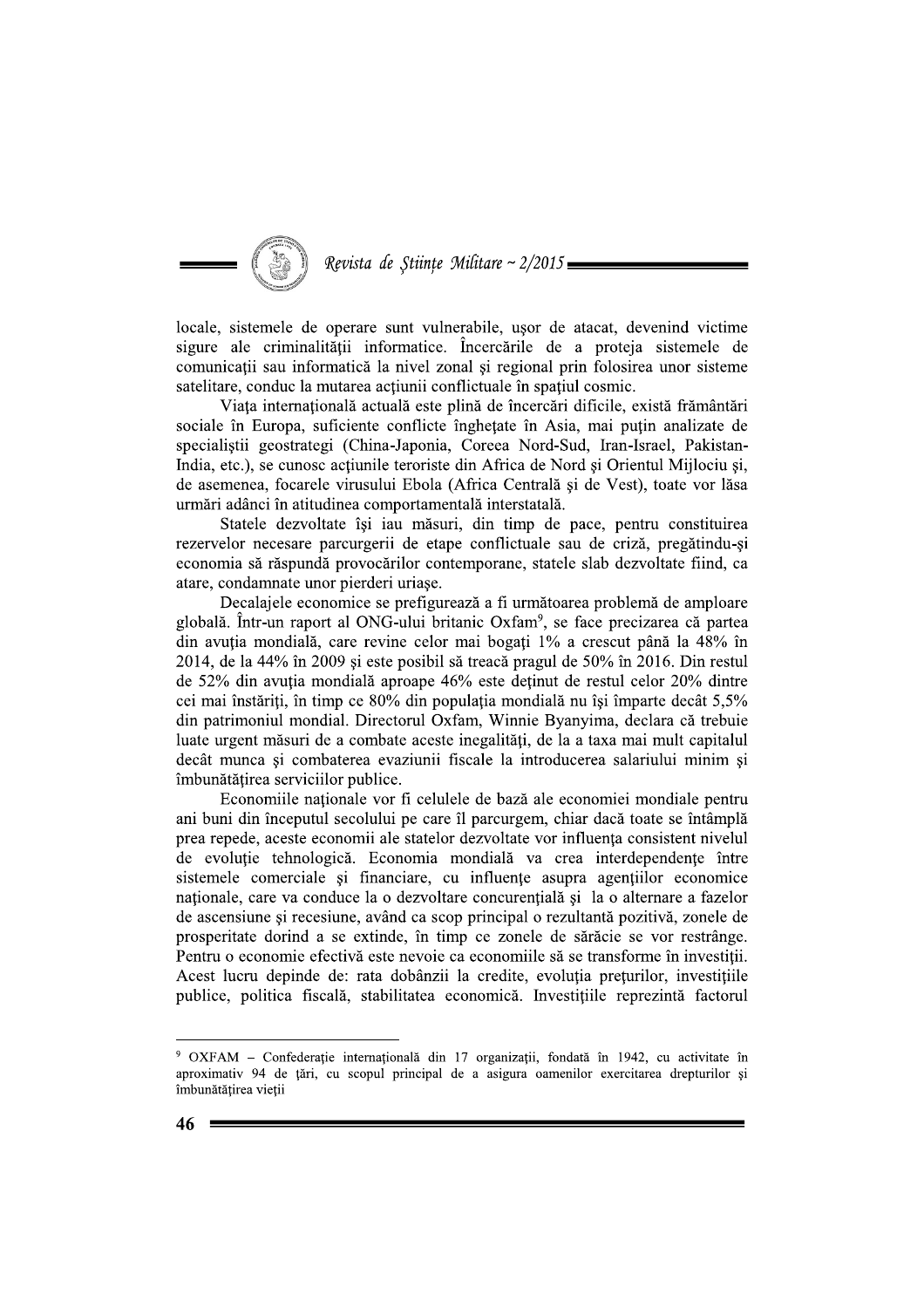locale, sistemele de operare sunt vulnerabile, uşor de atacat, devenind victime sigure ale criminalităţii informatice. Încercările de a proteja sistemele de comunicaţii sau informatică la nivel zonal şi regional prin folosirea unor sisteme satelitare, conduc la mutarea acţiunii conflictuale în spaţiul cosmic.

Viaţa internaţională actuală este plină de încercări dificile, există frământări sociale în Europa, suficiente conflicte îngheţate în Asia, mai puţin analizate de specialiştii geostrategi (China-Japonia, Coreea Nord-Sud, Iran-Israel, Pakistan-India, etc.), se cunosc acţiunile teroriste din Africa de Nord şi Orientul Mijlociu şi, de asemenea, focarele virusului Ebola (Africa Centrală şi de Vest), toate vor lăsa urmări adânci în atitudinea comportamentală interstatală.

Statele dezvoltate îşi iau măsuri, din timp de pace, pentru constituirea rezervelor necesare parcurgerii de etape conflictuale sau de criză, pregătindu-şi economia să răspundă provocărilor contemporane, statele slab dezvoltate fiind, ca atare, condamnate unor pierderi uriaşe.

Decalajele economice se prefigurează a fi următoarea problemă de amploare globală. Într-un raport al ONG-ului britanic Oxfam[9], se face precizarea că partea din avuţia mondială, care revine celor mai bogaţi 1% a crescut până la 48% în 2014, de la 44% în 2009 şi este posibil să treacă pragul de 50% în 2016. Din restul de 52% din avuţia mondială aproape 46% este deţinut de restul celor 20% dintre cei mai înstăriţi, în timp ce 80% din populaţia mondială nu îşi împarte decât 5,5% din patrimoniul mondial. Directorul Oxfam, Winnie Byanyima, declara că trebuie luate urgent măsuri de a combate aceste inegalităţi, de la a taxa mai mult capitalul decât munca şi combaterea evaziunii fiscale la introducerea salariului minim şi îmbunătăţirea serviciilor publice.

Economiile naţionale vor fi celulele de bază ale economiei mondiale pentru ani buni din începutul secolului pe care îl parcurgem, chiar dacă toate se întâmplă prea repede, aceste economii ale statelor dezvoltate vor influenţa consistent nivelul de evoluţie tehnologică. Economia mondială va crea interdependenţe între sistemele comerciale şi financiare, cu influenţe asupra agenţiilor economice naţionale, care va conduce la o dezvoltare concurenţială şi la o alternare a fazelor de ascensiune şi recesiune, având ca scop principal o rezultantă pozitivă, zonele de prosperitate dorind a se extinde, în timp ce zonele de sărăcie se vor restrânge. Pentru o economie efectivă este nevoie ca economiile să se transforme în investiţii. Acest lucru depinde de: rata dobânzii la credite, evoluţia preţurilor, investiţiile publice, politica fiscală, stabilitatea economică. Investiţiile reprezintă factorul

---

[9] OXFAM – Confederaţie internaţională din 17 organizaţii, fondată în 1942, cu activitate în aproximativ 94 de ţări, cu scopul principal de a asigura oamenilor exercitarea drepturilor şi îmbunătăţirea vieţii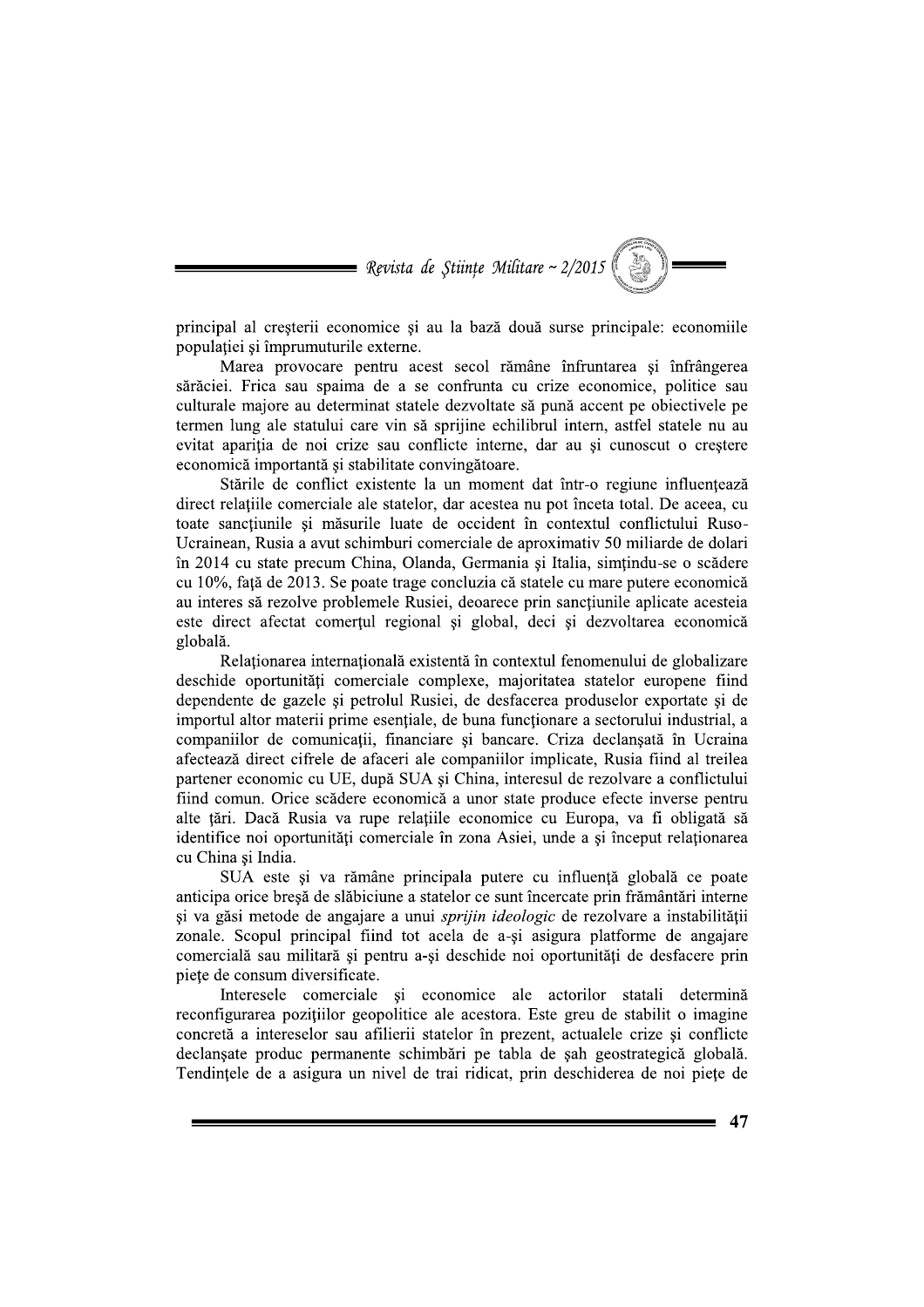principal al creşterii economice şi au la bază două surse principale: economiile populaţiei şi împrumuturile externe.

Marea provocare pentru acest secol rămâne înfruntarea şi înfrângerea sărăciei. Frica sau spaima de a se confrunta cu crize economice, politice sau culturale majore au determinat statele dezvoltate să pună accent pe obiectivele pe termen lung ale statului care vin să sprijine echilibrul intern, astfel statele nu au evitat apariţia de noi crize sau conflicte interne, dar au şi cunoscut o creştere economică importantă şi stabilitate convingătoare.

Stările de conflict existente la un moment dat într-o regiune influenţează direct relaţiile comerciale ale statelor, dar acestea nu pot înceta total. De aceea, cu toate sancţiunile şi măsurile luate de occident în contextul conflictului Ruso-Ucrainean, Rusia a avut schimburi comerciale de aproximativ 50 miliarde de dolari în 2014 cu state precum China, Olanda, Germania şi Italia, simţindu-se o scădere cu 10%, faţă de 2013. Se poate trage concluzia că statele cu mare putere economică au interes să rezolve problemele Rusiei, deoarece prin sancţiunile aplicate acesteia este direct afectat comerţul regional şi global, deci şi dezvoltarea economică globală.

Relaţionarea internaţională existentă în contextul fenomenului de globalizare deschide oportunităţi comerciale complexe, majoritatea statelor europene fiind dependente de gazele şi petrolul Rusiei, de desfacerea produselor exportate şi de importul altor materii prime esenţiale, de buna funcţionare a sectorului industrial, a companiilor de comunicaţii, financiare şi bancare. Criza declanşată în Ucraina afectează direct cifrele de afaceri ale companiilor implicate, Rusia fiind al treilea partener economic cu UE, după SUA şi China, interesul de rezolvare a conflictului fiind comun. Orice scădere economică a unor state produce efecte inverse pentru alte ţări. Dacă Rusia va rupe relaţiile economice cu Europa, va fi obligată să identifice noi oportunităţi comerciale în zona Asiei, unde a şi început relaţionarea cu China şi India.

SUA este şi va rămâne principala putere cu influenţă globală ce poate anticipa orice breşă de slăbiciune a statelor ce sunt încercate prin frământări interne şi va găsi metode de angajare a unui *sprijin ideologic* de rezolvare a instabilităţii zonale. Scopul principal fiind tot acela de a-şi asigura platforme de angajare comercială sau militară şi pentru a-şi deschide noi oportunităţi de desfacere prin pieţe de consum diversificate.

Interesele comerciale şi economice ale actorilor statali determină reconfigurarea poziţiilor geopolitice ale acestora. Este greu de stabilit o imagine concretă a intereselor sau afilierii statelor în prezent, actualele crize şi conflicte declanşate produc permanente schimbări pe tabla de şah geostrategică globală. Tendinţele de a asigura un nivel de trai ridicat, prin deschiderea de noi pieţe de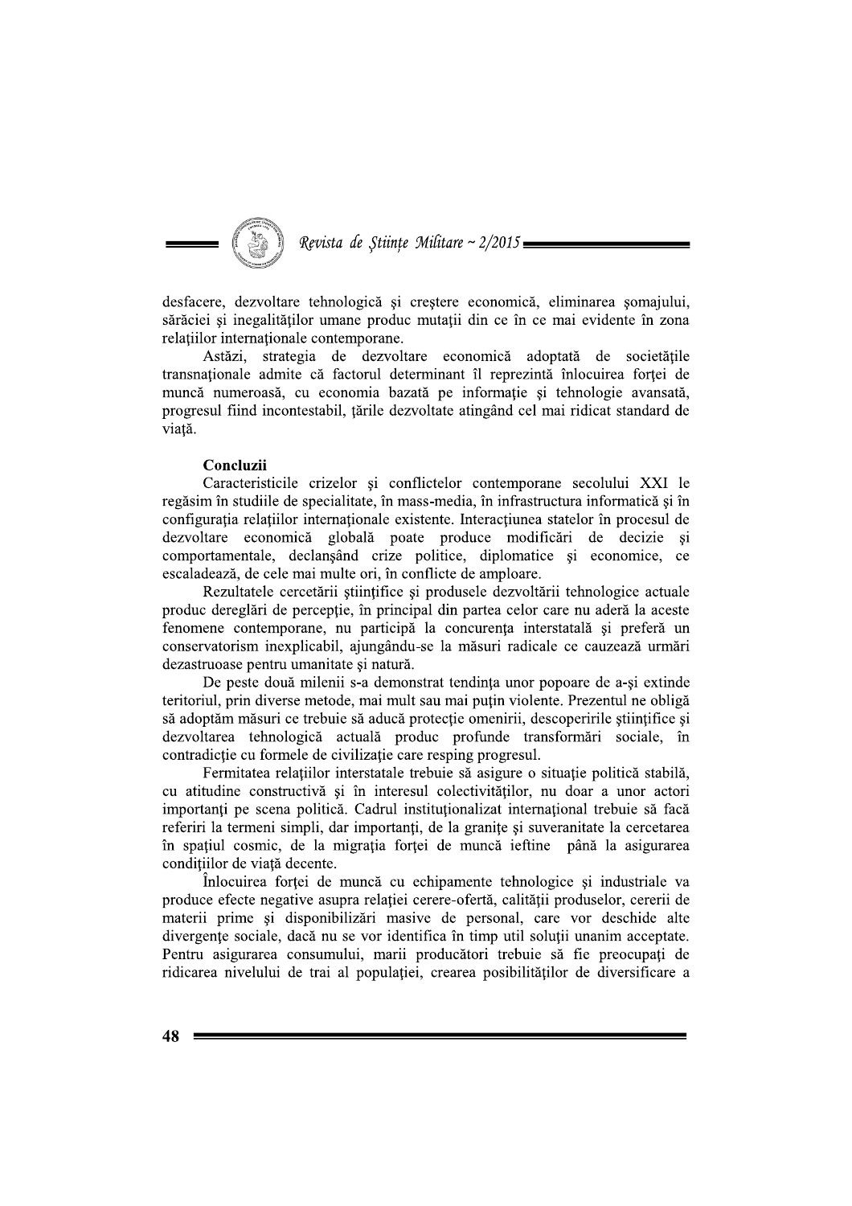desfacere, dezvoltare tehnologică şi creştere economică, eliminarea şomajului, sărăciei şi inegalităţilor umane produc mutaţii din ce în ce mai evidente în zona relaţiilor internaţionale contemporane.

Astăzi, strategia de dezvoltare economică adoptată de societăţile transnaţionale admite că factorul determinant îl reprezintă înlocuirea forţei de muncă numeroasă, cu economia bazată pe informaţie şi tehnologie avansată, progresul fiind incontestabil, ţările dezvoltate atingând cel mai ridicat standard de viaţă.

**Concluzii**

Caracteristicile crizelor şi conflictelor contemporane secolului XXI le regăsim în studiile de specialitate, în mass-media, în infrastructura informatică şi în configuraţia relaţiilor internaţionale existente. Interacţiunea statelor în procesul de dezvoltare economică globală poate produce modificări de decizie şi comportamentale, declanşând crize politice, diplomatice şi economice, ce escaladează, de cele mai multe ori, în conflicte de amploare.

Rezultatele cercetării ştiinţifice şi produsele dezvoltării tehnologice actuale produc dereglări de percepţie, în principal din partea celor care nu aderă la aceste fenomene contemporane, nu participă la concurenţa interstatală şi preferă un conservatorism inexplicabil, ajungându-se la măsuri radicale ce cauzează urmări dezastruoase pentru umanitate şi natură.

De peste două milenii s-a demonstrat tendinţa unor popoare de a-şi extinde teritoriul, prin diverse metode, mai mult sau mai puţin violente. Prezentul ne obligă să adoptăm măsuri ce trebuie să aducă protecţie omenirii, descoperirile ştiinţifice şi dezvoltarea tehnologică actuală produc profunde transformări sociale, în contradicţie cu formele de civilizaţie care resping progresul.

Fermitatea relaţiilor interstatale trebuie să asigure o situaţie politică stabilă, cu atitudine constructivă şi în interesul colectivităţilor, nu doar a unor actori importanţi pe scena politică. Cadrul instituţionalizat internaţional trebuie să facă referiri la termeni simpli, dar importanţi, de la graniţe şi suveranitate la cercetarea în spaţiul cosmic, de la migraţia forţei de muncă ieftine până la asigurarea condiţiilor de viaţă decente.

Înlocuirea forţei de muncă cu echipamente tehnologice şi industriale va produce efecte negative asupra relaţiei cerere-ofertă, calităţii produselor, cererii de materii prime şi disponibilizări masive de personal, care vor deschide alte divergenţe sociale, dacă nu se vor identifica în timp util soluţii unanim acceptate. Pentru asigurarea consumului, marii producători trebuie să fie preocupaţi de ridicarea nivelului de trai al populaţiei, crearea posibilităţilor de diversificare a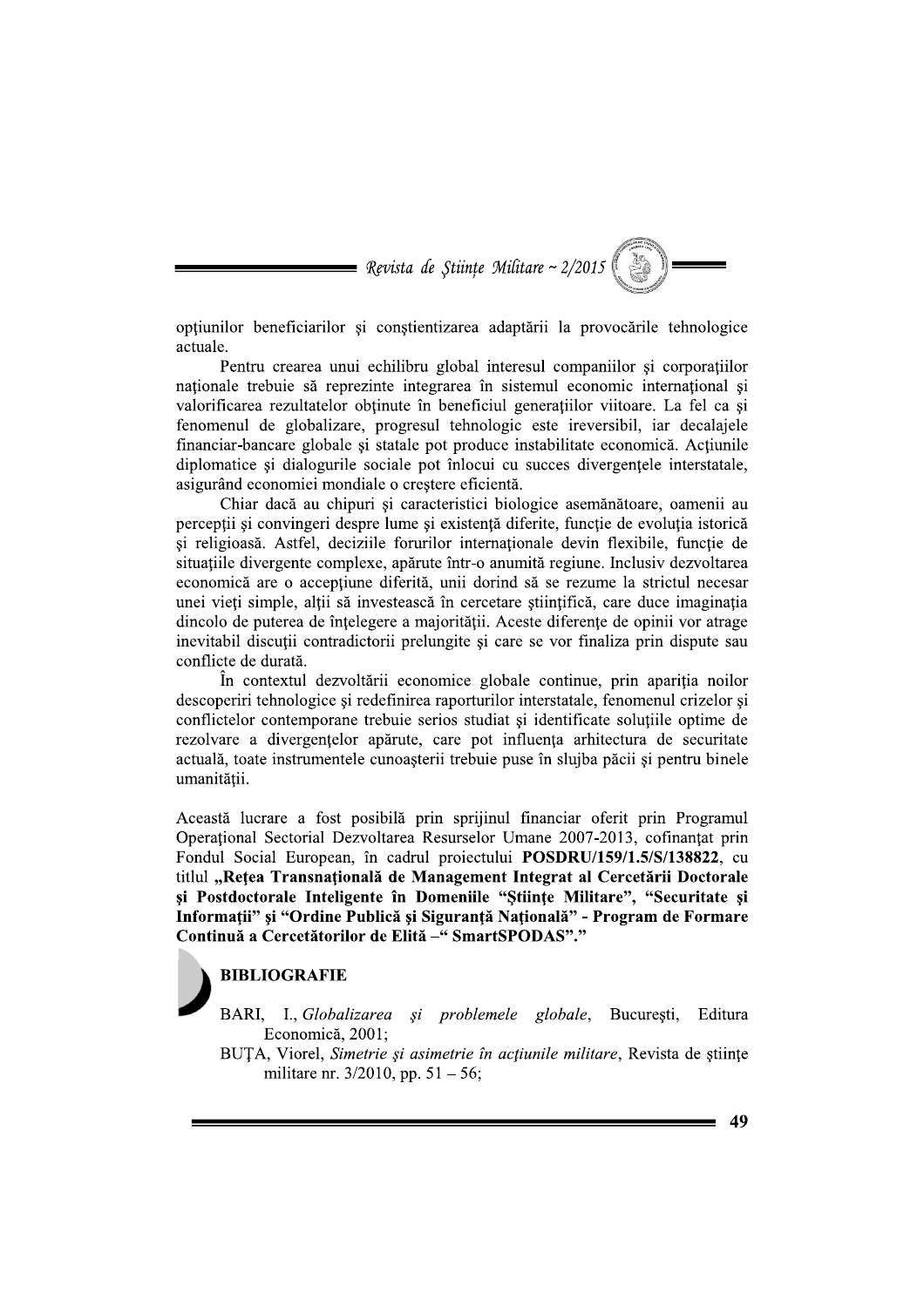opţiunilor beneficiarilor şi conştientizarea adaptării la provocările tehnologice actuale.

Pentru crearea unui echilibru global interesul companiilor şi corporaţiilor naţionale trebuie să reprezinte integrarea în sistemul economic internaţional şi valorificarea rezultatelor obţinute în beneficiul generaţiilor viitoare. La fel ca şi fenomenul de globalizare, progresul tehnologic este ireversibil, iar decalajele financiar-bancare globale şi statale pot produce instabilitate economică. Acţiunile diplomatice şi dialogurile sociale pot înlocui cu succes divergenţele interstatale, asigurând economiei mondiale o creştere eficientă.

Chiar dacă au chipuri şi caracteristici biologice asemănătoare, oamenii au percepţii şi convingeri despre lume şi existenţă diferite, funcţie de evoluţia istorică şi religioasă. Astfel, deciziile forurilor internaţionale devin flexibile, funcţie de situaţiile divergente complexe, apărute într-o anumită regiune. Inclusiv dezvoltarea economică are o accepţiune diferită, unii dorind să se rezume la strictul necesar unei vieţi simple, alţii să investească în cercetare ştiinţifică, care duce imaginaţia dincolo de puterea de înţelegere a majorităţii. Aceste diferenţe de opinii vor atrage inevitabil discuţii contradictorii prelungite şi care se vor finaliza prin dispute sau conflicte de durată.

În contextul dezvoltării economice globale continue, prin apariţia noilor descoperiri tehnologice şi redefinirea raporturilor interstatale, fenomenul crizelor şi conflictelor contemporane trebuie serios studiat şi identificate soluţiile optime de rezolvare a divergenţelor apărute, care pot influenţa arhitectura de securitate actuală, toate instrumentele cunoaşterii trebuie puse în slujba păcii şi pentru binele umanităţii.

Această lucrare a fost posibilă prin sprijinul financiar oferit prin Programul Operaţional Sectorial Dezvoltarea Resurselor Umane 2007-2013, cofinanţat prin Fondul Social European, în cadrul proiectului **POSDRU/159/1.5/S/138822**, cu titlul **„Reţea Transnaţională de Management Integrat al Cercetării Doctorale şi Postdoctorale Inteligente în Domeniile "Ştiinţe Militare", "Securitate şi Informaţii" şi "Ordine Publică şi Siguranţă Naţională" - Program de Formare Continuă a Cercetătorilor de Elită –" SmartSPODAS"."**

## BIBLIOGRAFIE

BARI, I., *Globalizarea şi problemele globale*, Bucureşti, Editura Economică, 2001;

BUŢA, Viorel, *Simetrie şi asimetrie în acţiunile militare*, Revista de ştiinţe militare nr. 3/2010, pp. 51 – 56;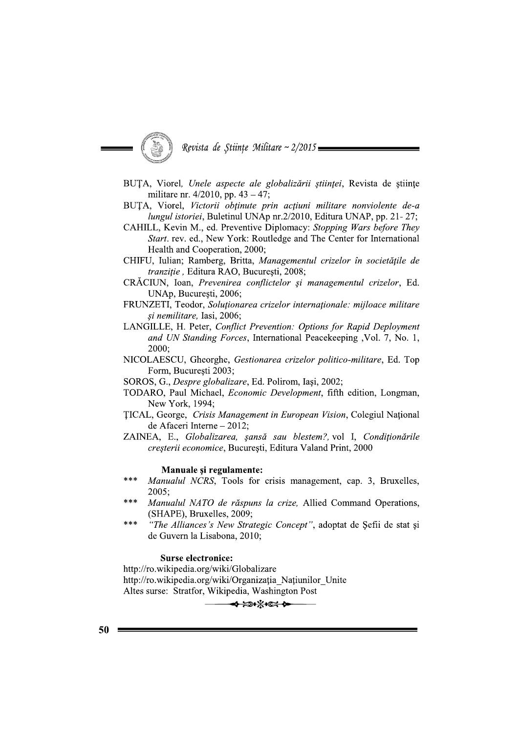BUŢA, Viorel, *Unele aspecte ale globalizării ştiinţei*, Revista de ştiinţe militare nr. 4/2010, pp. 43 – 47;

BUŢA, Viorel, *Victorii obţinute prin acţiuni militare nonviolente de-a lungul istoriei*, Buletinul UNAp nr.2/2010, Editura UNAP, pp. 21- 27;

CAHILL, Kevin M., ed. Preventive Diplomacy: *Stopping Wars before They Start*. rev. ed., New York: Routledge and The Center for International Health and Cooperation, 2000;

CHIFU, Iulian; Ramberg, Britta, *Managementul crizelor în societăţile de tranziţie* , Editura RAO, Bucureşti, 2008;

CRĂCIUN, Ioan, *Prevenirea conflictelor şi managementul crizelor*, Ed. UNAp, Bucureşti, 2006;

FRUNZETI, Teodor, *Soluţionarea crizelor internaţionale: mijloace militare şi nemilitare,* Iasi, 2006;

LANGILLE, H. Peter, *Conflict Prevention: Options for Rapid Deployment and UN Standing Forces*, International Peacekeeping ,Vol. 7, No. 1, 2000;

NICOLAESCU, Gheorghe, *Gestionarea crizelor politico-militare*, Ed. Top Form, Bucureşti 2003;

SOROS, G., *Despre globalizare*, Ed. Polirom, Iaşi, 2002;

TODARO, Paul Michael, *Economic Development*, fifth edition, Longman, New York, 1994;

ŢICAL, George, *Crisis Management in European Vision*, Colegiul Naţional de Afaceri Interne – 2012;

ZAINEA, E., *Globalizarea, şansă sau blestem?,* vol I, *Condiţionările creşterii economice*, Bucureşti, Editura Valand Print, 2000

**Manuale şi regulamente:**

*** *Manualul NCRS*, Tools for crisis management, cap. 3, Bruxelles, 2005;

*** *Manualul NATO de răspuns la crize,* Allied Command Operations, (SHAPE), Bruxelles, 2009;

*** *"The Alliances's New Strategic Concept"*, adoptat de Şefii de stat şi de Guvern la Lisabona, 2010;

**Surse electronice:**

http://ro.wikipedia.org/wiki/Globalizare

http://ro.wikipedia.org/wiki/Organizaţia_Naţiunilor_Unite

Altes surse: Stratfor, Wikipedia, Washington Post